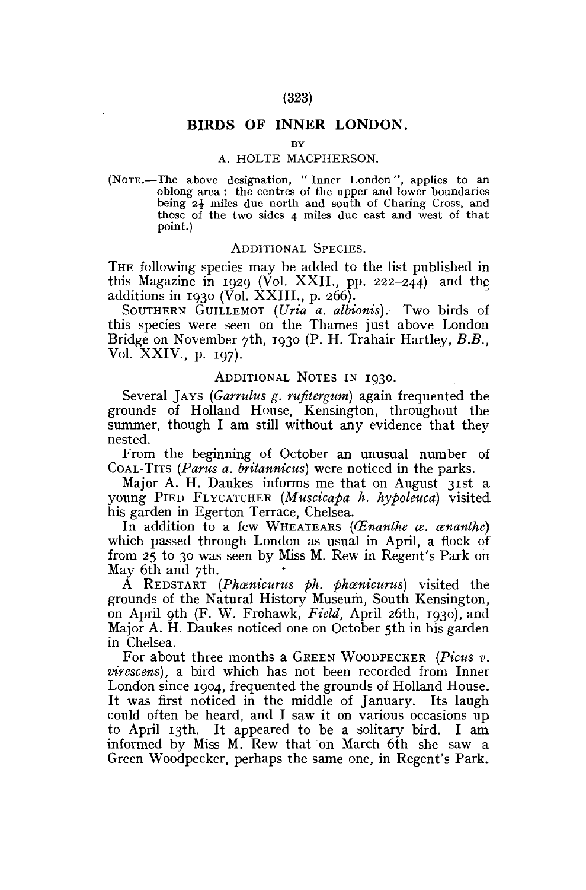# BIRDS OF INNER LONDON.

BY

A. HOLTE MACPHERSON.

(NOTE.—The above designation, "Inner London", applies to an oblong area: the centres of the upper and lower boundaries being 2½ miles due north and south of Charing Cross, and those of the two sides 4 miles due east and west of that point.)

## ADDITIONAL SPECIES.

THE following species may be added to the list published in this Magazine in 1929 (Vol. XXII., pp. 222–244) and the additions in 1930 (Vol. XXIII., p. 266).

SOUTHERN GUILLEMOT (*Uria a. albionis*).—Two birds of this species were seen on the Thames just above London Bridge on November 7th, 1930 (P. H. Trahair Hartley, *B.B.*, Vol. XXIV., p. 197).

## ADDITIONAL NOTES IN 1930.

Several JAYS (*Garrulus g. rufitergum*) again frequented the grounds of Holland House, Kensington, throughout the summer, though I am still without any evidence that they nested.

From the beginning of October an unusual number of COAL-TITS (*Parus a. britannicus*) were noticed in the parks.

Major A. H. Daukes informs me that on August 31st a young PIED FLYCATCHER (*Muscicapa h. hypoleuca*) visited his garden in Egerton Terrace, Chelsea.

In addition to a few WHEATEARS (*Œnanthe œ. œnanthe*) which passed through London as usual in April, a flock of from 25 to 30 was seen by Miss M. Rew in Regent's Park on May 6th and 7th.

A REDSTART (*Phœnicurus ph. phœnicurus*) visited the grounds of the Natural History Museum, South Kensington, on April 9th (F. W. Frohawk, *Field*, April 26th, 1930), and Major A. H. Daukes noticed one on October 5th in his garden in Chelsea.

For about three months a GREEN WOODPECKER (*Picus v. virescens*), a bird which has not been recorded from Inner London since 1904, frequented the grounds of Holland House. It was first noticed in the middle of January. Its laugh could often be heard, and I saw it on various occasions up to April 13th. It appeared to be a solitary bird. I am informed by Miss M. Rew that on March 6th she saw a Green Woodpecker, perhaps the same one, in Regent's Park.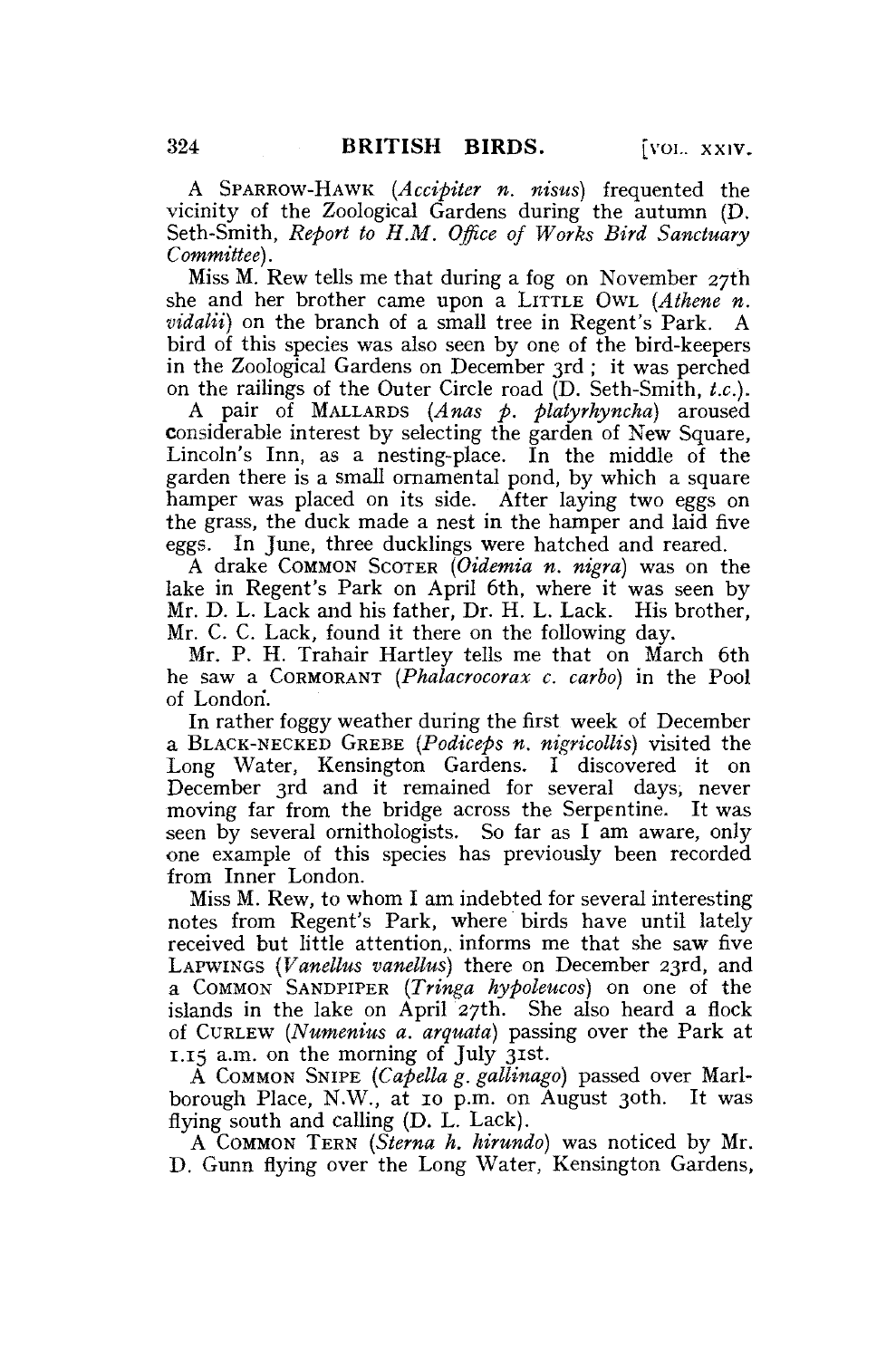A SPARROW-HAWK (*Accipiter n. nisus*) frequented the vicinity of the Zoological Gardens during the autumn (D. Seth-Smith, *Report to H.M. Office of Works Bird Sanctuary Committee*).

Miss M. Rew tells me that during a fog on November 27th she and her brother came upon a LITTLE OWL (*Athene n. vidalii*) on the branch of a small tree in Regent's Park. A bird of this species was also seen by one of the bird-keepers in the Zoological Gardens on December 3rd; it was perched on the railings of the Outer Circle road (D. Seth-Smith, *t.c.*).

A pair of MALLARDS (*Anas p. platyrhyncha*) aroused considerable interest by selecting the garden of New Square, Lincoln's Inn, as a nesting-place. In the middle of the garden there is a small ornamental pond, by which a square hamper was placed on its side. After laying two eggs on the grass, the duck made a nest in the hamper and laid five eggs. In June, three ducklings were hatched and reared.

A drake COMMON SCOTER (*Oidemia n. nigra*) was on the lake in Regent's Park on April 6th, where it was seen by Mr. D. L. Lack and his father, Dr. H. L. Lack. His brother, Mr. C. C. Lack, found it there on the following day.

Mr. P. H. Trahair Hartley tells me that on March 6th he saw a CORMORANT (*Phalacrocorax c. carbo*) in the Pool of London.

In rather foggy weather during the first week of December a BLACK-NECKED GREBE (*Podiceps n. nigricollis*) visited the Long Water, Kensington Gardens. I discovered it on December 3rd and it remained for several days, never moving far from the bridge across the Serpentine. It was seen by several ornithologists. So far as I am aware, only one example of this species has previously been recorded from Inner London.

Miss M. Rew, to whom I am indebted for several interesting notes from Regent's Park, where birds have until lately received but little attention, informs me that she saw five LAPWINGS (*Vanellus vanellus*) there on December 23rd, and a COMMON SANDPIPER (*Tringa hypoleucos*) on one of the islands in the lake on April 27th. She also heard a flock of CURLEW (*Numenius a. arquata*) passing over the Park at 1.15 a.m. on the morning of July 31st.

A COMMON SNIPE (*Capella g. gallinago*) passed over Marlborough Place, N.W., at 10 p.m. on August 30th. It was flying south and calling (D. L. Lack).

A COMMON TERN (*Sterna h. hirundo*) was noticed by Mr. D. Gunn flying over the Long Water, Kensington Gardens,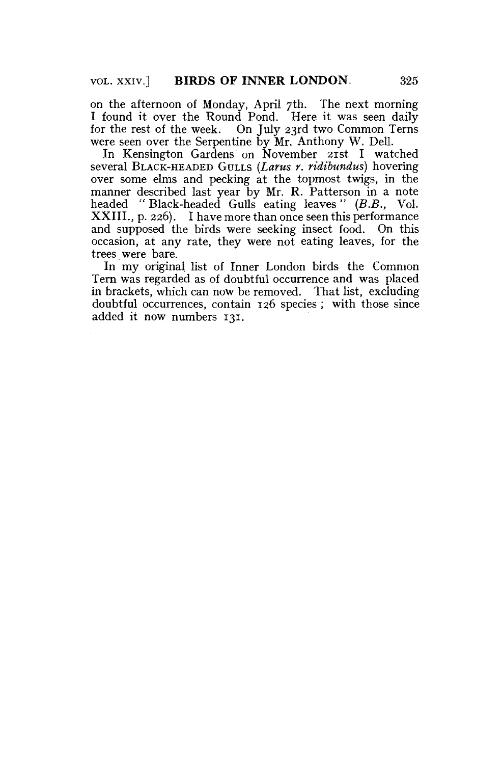on the afternoon of Monday, April 7th. The next morning I found it over the Round Pond. Here it was seen daily for the rest of the week. On July 23rd two Common Terns were seen over the Serpentine by Mr. Anthony W. Dell.

In Kensington Gardens on November 21st I watched several BLACK-HEADED GULLS (*Larus r. ridibundus*) hovering over some elms and pecking at the topmost twigs, in the manner described last year by Mr. R. Patterson in a note headed "Black-headed Gulls eating leaves" (*B.B.*, Vol. XXIII., p. 226). I have more than once seen this performance and supposed the birds were seeking insect food. On this occasion, at any rate, they were not eating leaves, for the trees were bare.

In my original list of Inner London birds the Common Tern was regarded as of doubtful occurrence and was placed in brackets, which can now be removed. That list, excluding doubtful occurrences, contain 126 species; with those since added it now numbers 131.